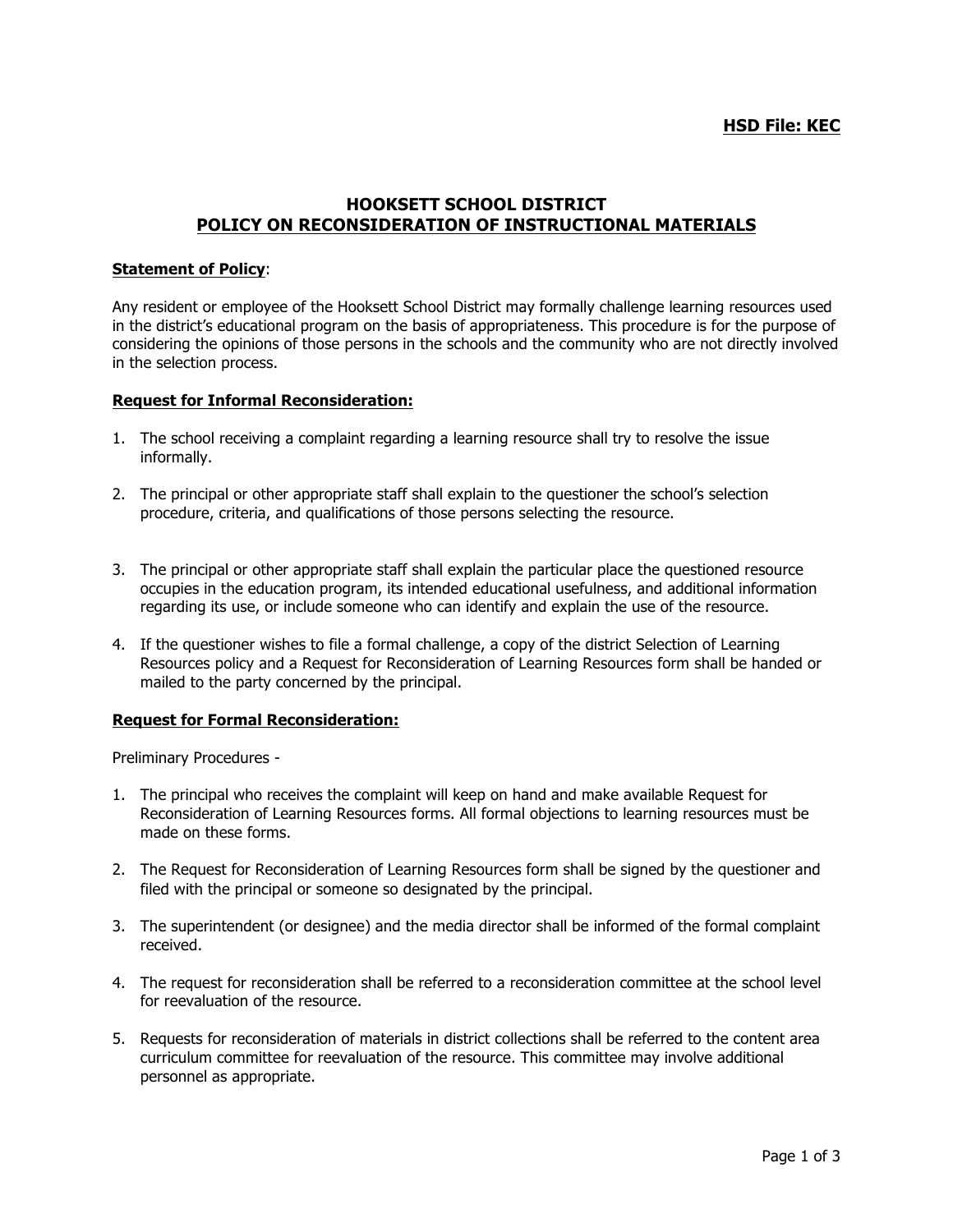**HSD File: KEC**

# HOOKSETT SCHOOL DISTRICT
## POLICY ON RECONSIDERATION OF INSTRUCTIONAL MATERIALS

**Statement of Policy**:

Any resident or employee of the Hooksett School District may formally challenge learning resources used in the district's educational program on the basis of appropriateness. This procedure is for the purpose of considering the opinions of those persons in the schools and the community who are not directly involved in the selection process.

**Request for Informal Reconsideration:**

1. The school receiving a complaint regarding a learning resource shall try to resolve the issue informally.
2. The principal or other appropriate staff shall explain to the questioner the school's selection procedure, criteria, and qualifications of those persons selecting the resource.
3. The principal or other appropriate staff shall explain the particular place the questioned resource occupies in the education program, its intended educational usefulness, and additional information regarding its use, or include someone who can identify and explain the use of the resource.
4. If the questioner wishes to file a formal challenge, a copy of the district Selection of Learning Resources policy and a Request for Reconsideration of Learning Resources form shall be handed or mailed to the party concerned by the principal.

**Request for Formal Reconsideration:**

Preliminary Procedures -

1. The principal who receives the complaint will keep on hand and make available Request for Reconsideration of Learning Resources forms. All formal objections to learning resources must be made on these forms.
2. The Request for Reconsideration of Learning Resources form shall be signed by the questioner and filed with the principal or someone so designated by the principal.
3. The superintendent (or designee) and the media director shall be informed of the formal complaint received.
4. The request for reconsideration shall be referred to a reconsideration committee at the school level for reevaluation of the resource.
5. Requests for reconsideration of materials in district collections shall be referred to the content area curriculum committee for reevaluation of the resource. This committee may involve additional personnel as appropriate.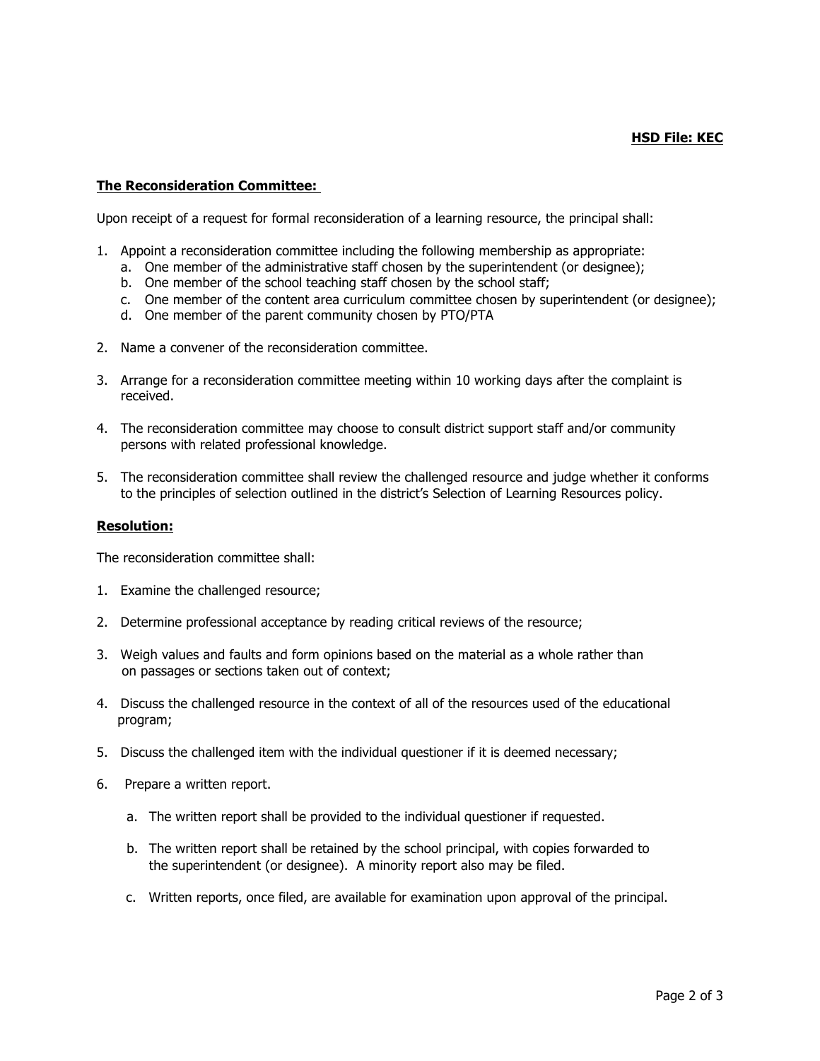**HSD File: KEC**

## The Reconsideration Committee:

Upon receipt of a request for formal reconsideration of a learning resource, the principal shall:

1. Appoint a reconsideration committee including the following membership as appropriate:
   a. One member of the administrative staff chosen by the superintendent (or designee);
   b. One member of the school teaching staff chosen by the school staff;
   c. One member of the content area curriculum committee chosen by superintendent (or designee);
   d. One member of the parent community chosen by PTO/PTA

2. Name a convener of the reconsideration committee.

3. Arrange for a reconsideration committee meeting within 10 working days after the complaint is received.

4. The reconsideration committee may choose to consult district support staff and/or community persons with related professional knowledge.

5. The reconsideration committee shall review the challenged resource and judge whether it conforms to the principles of selection outlined in the district's Selection of Learning Resources policy.

## Resolution:

The reconsideration committee shall:

1. Examine the challenged resource;

2. Determine professional acceptance by reading critical reviews of the resource;

3. Weigh values and faults and form opinions based on the material as a whole rather than on passages or sections taken out of context;

4. Discuss the challenged resource in the context of all of the resources used of the educational program;

5. Discuss the challenged item with the individual questioner if it is deemed necessary;

6. Prepare a written report.

   a. The written report shall be provided to the individual questioner if requested.

   b. The written report shall be retained by the school principal, with copies forwarded to the superintendent (or designee). A minority report also may be filed.

   c. Written reports, once filed, are available for examination upon approval of the principal.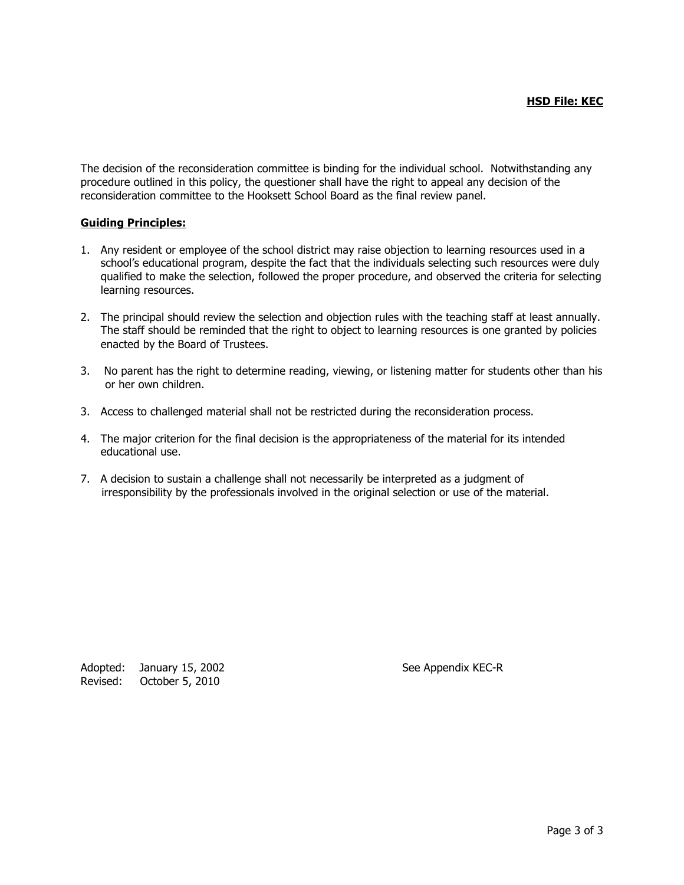The decision of the reconsideration committee is binding for the individual school. Notwithstanding any procedure outlined in this policy, the questioner shall have the right to appeal any decision of the reconsideration committee to the Hooksett School Board as the final review panel.

**Guiding Principles:**

1. Any resident or employee of the school district may raise objection to learning resources used in a school's educational program, despite the fact that the individuals selecting such resources were duly qualified to make the selection, followed the proper procedure, and observed the criteria for selecting learning resources.

2. The principal should review the selection and objection rules with the teaching staff at least annually. The staff should be reminded that the right to object to learning resources is one granted by policies enacted by the Board of Trustees.

3. No parent has the right to determine reading, viewing, or listening matter for students other than his or her own children.

3. Access to challenged material shall not be restricted during the reconsideration process.

4. The major criterion for the final decision is the appropriateness of the material for its intended educational use.

7. A decision to sustain a challenge shall not necessarily be interpreted as a judgment of irresponsibility by the professionals involved in the original selection or use of the material.

Adopted: January 15, 2002
Revised: October 5, 2010

See Appendix KEC-R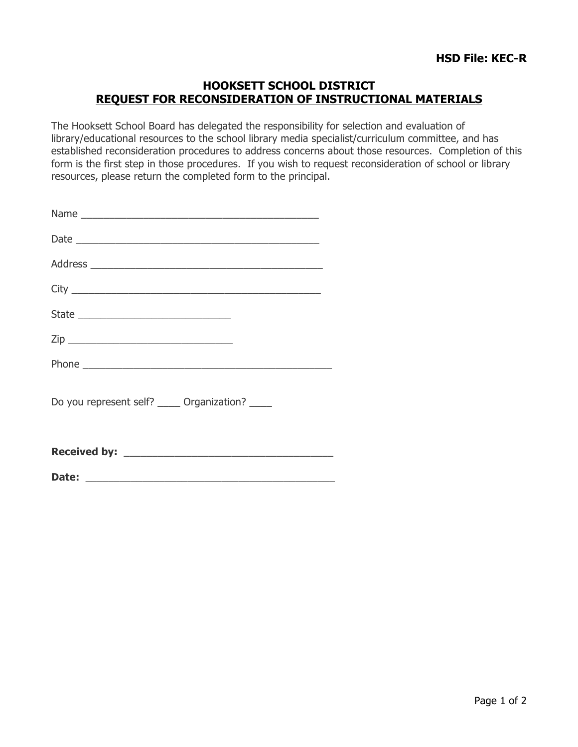**HSD File: KEC-R**

# HOOKSETT SCHOOL DISTRICT
## REQUEST FOR RECONSIDERATION OF INSTRUCTIONAL MATERIALS

The Hooksett School Board has delegated the responsibility for selection and evaluation of library/educational resources to the school library media specialist/curriculum committee, and has established reconsideration procedures to address concerns about those resources. Completion of this form is the first step in those procedures. If you wish to request reconsideration of school or library resources, please return the completed form to the principal.

Name ___________________________________________

Date ___________________________________________

Address _________________________________________

City ___________________________________________

State ___________________________

Zip _____________________________

Phone ___________________________________________

Do you represent self? ____ Organization? ____

**Received by:** ___________________________________

**Date:** ______________________________________________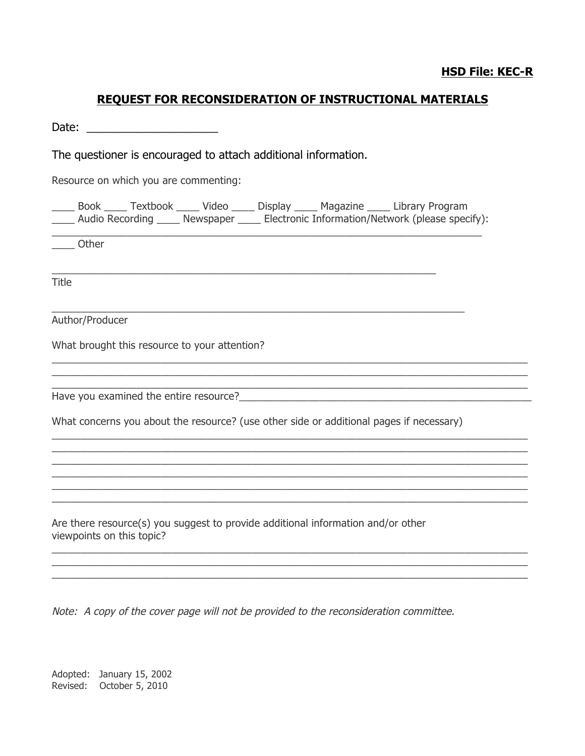**HSD File: KEC-R**

## REQUEST FOR RECONSIDERATION OF INSTRUCTIONAL MATERIALS

Date: ____________________

The questioner is encouraged to attach additional information.

Resource on which you are commenting:

____ Book ____ Textbook ____ Video ____ Display ____ Magazine ____ Library Program
____ Audio Recording ____ Newspaper ____ Electronic Information/Network (please specify):
__________________________________________________________________________
____ Other

__________________________________________________________________
Title

_______________________________________________________________________
Author/Producer

What brought this resource to your attention?
_________________________________________________________________________________
_________________________________________________________________________________
_________________________________________________________________________________
Have you examined the entire resource?______________________________________________

What concerns you about the resource? (use other side or additional pages if necessary)
_________________________________________________________________________________
_________________________________________________________________________________
_________________________________________________________________________________
_________________________________________________________________________________
_________________________________________________________________________________
_________________________________________________________________________________

Are there resource(s) you suggest to provide additional information and/or other viewpoints on this topic?
_________________________________________________________________________________
_________________________________________________________________________________
_________________________________________________________________________________

*Note: A copy of the cover page will not be provided to the reconsideration committee.*

Adopted: January 15, 2002
Revised: October 5, 2010